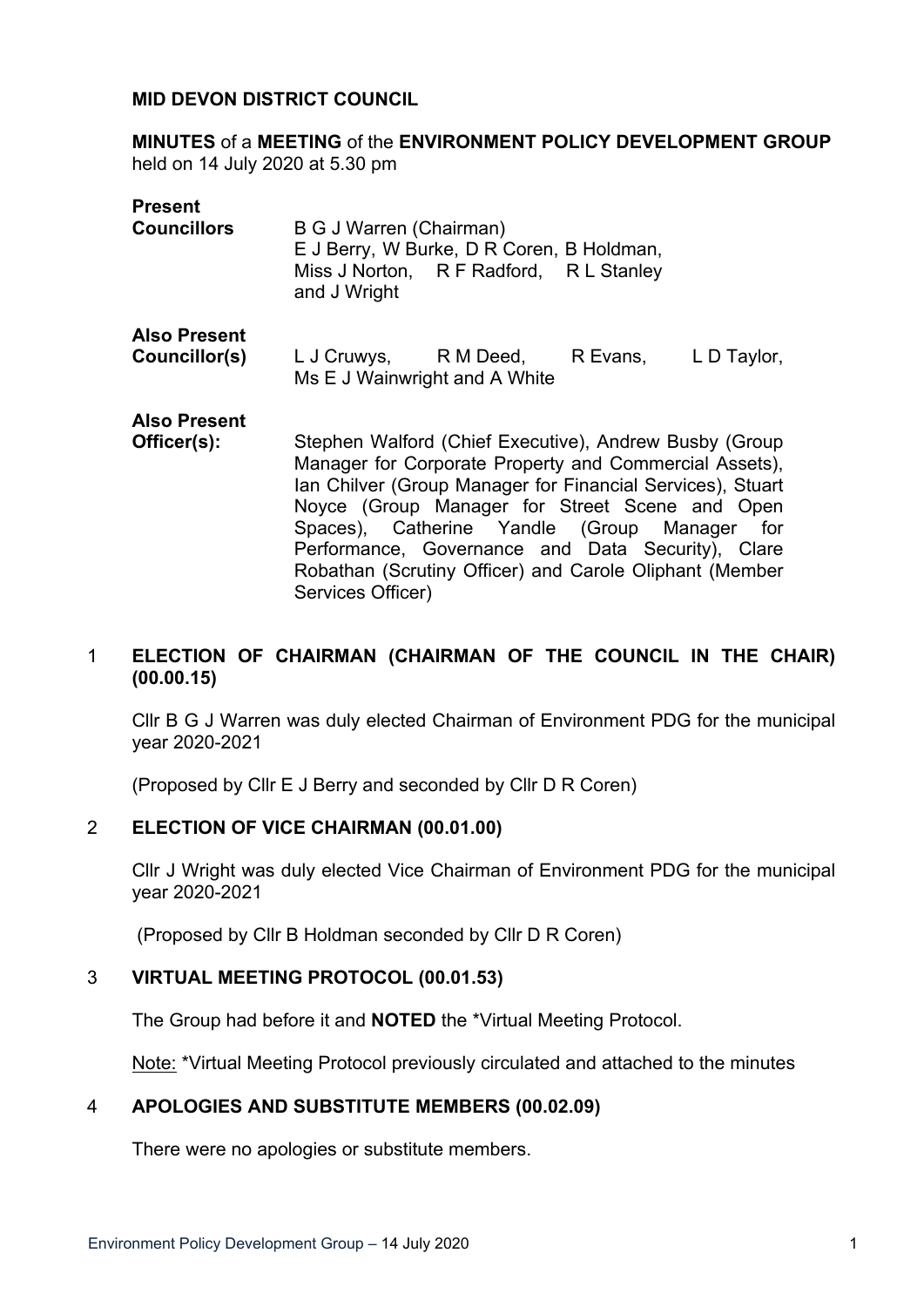**MID DEVON DISTRICT COUNCIL**

**MINUTES** of a **MEETING** of the **ENVIRONMENT POLICY DEVELOPMENT GROUP** held on 14 July 2020 at 5.30 pm

**Present**
**Councillors** B G J Warren (Chairman)
E J Berry, W Burke, D R Coren, B Holdman, Miss J Norton, R F Radford, R L Stanley and J Wright

**Also Present**
**Councillor(s)** L J Cruwys, R M Deed, R Evans, L D Taylor, Ms E J Wainwright and A White

**Also Present**
**Officer(s):** Stephen Walford (Chief Executive), Andrew Busby (Group Manager for Corporate Property and Commercial Assets), Ian Chilver (Group Manager for Financial Services), Stuart Noyce (Group Manager for Street Scene and Open Spaces), Catherine Yandle (Group Manager for Performance, Governance and Data Security), Clare Robathan (Scrutiny Officer) and Carole Oliphant (Member Services Officer)

1 **ELECTION OF CHAIRMAN (CHAIRMAN OF THE COUNCIL IN THE CHAIR) (00.00.15)**

Cllr B G J Warren was duly elected Chairman of Environment PDG for the municipal year 2020-2021

(Proposed by Cllr E J Berry and seconded by Cllr D R Coren)

2 **ELECTION OF VICE CHAIRMAN (00.01.00)**

Cllr J Wright was duly elected Vice Chairman of Environment PDG for the municipal year 2020-2021

(Proposed by Cllr B Holdman seconded by Cllr D R Coren)

3 **VIRTUAL MEETING PROTOCOL (00.01.53)**

The Group had before it and **NOTED** the *Virtual Meeting Protocol.

Note: *Virtual Meeting Protocol previously circulated and attached to the minutes

4 **APOLOGIES AND SUBSTITUTE MEMBERS (00.02.09)**

There were no apologies or substitute members.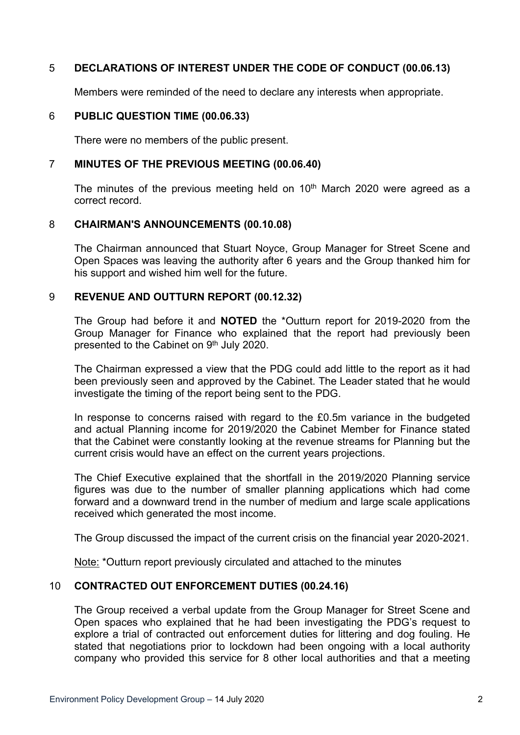## 5 DECLARATIONS OF INTEREST UNDER THE CODE OF CONDUCT (00.06.13)

Members were reminded of the need to declare any interests when appropriate.

## 6 PUBLIC QUESTION TIME (00.06.33)

There were no members of the public present.

## 7 MINUTES OF THE PREVIOUS MEETING (00.06.40)

The minutes of the previous meeting held on 10th March 2020 were agreed as a correct record.

## 8 CHAIRMAN'S ANNOUNCEMENTS (00.10.08)

The Chairman announced that Stuart Noyce, Group Manager for Street Scene and Open Spaces was leaving the authority after 6 years and the Group thanked him for his support and wished him well for the future.

## 9 REVENUE AND OUTTURN REPORT (00.12.32)

The Group had before it and **NOTED** the *Outturn report for 2019-2020 from the Group Manager for Finance who explained that the report had previously been presented to the Cabinet on 9th July 2020.

The Chairman expressed a view that the PDG could add little to the report as it had been previously seen and approved by the Cabinet. The Leader stated that he would investigate the timing of the report being sent to the PDG.

In response to concerns raised with regard to the £0.5m variance in the budgeted and actual Planning income for 2019/2020 the Cabinet Member for Finance stated that the Cabinet were constantly looking at the revenue streams for Planning but the current crisis would have an effect on the current years projections.

The Chief Executive explained that the shortfall in the 2019/2020 Planning service figures was due to the number of smaller planning applications which had come forward and a downward trend in the number of medium and large scale applications received which generated the most income.

The Group discussed the impact of the current crisis on the financial year 2020-2021.

Note: *Outturn report previously circulated and attached to the minutes

## 10 CONTRACTED OUT ENFORCEMENT DUTIES (00.24.16)

The Group received a verbal update from the Group Manager for Street Scene and Open spaces who explained that he had been investigating the PDG's request to explore a trial of contracted out enforcement duties for littering and dog fouling. He stated that negotiations prior to lockdown had been ongoing with a local authority company who provided this service for 8 other local authorities and that a meeting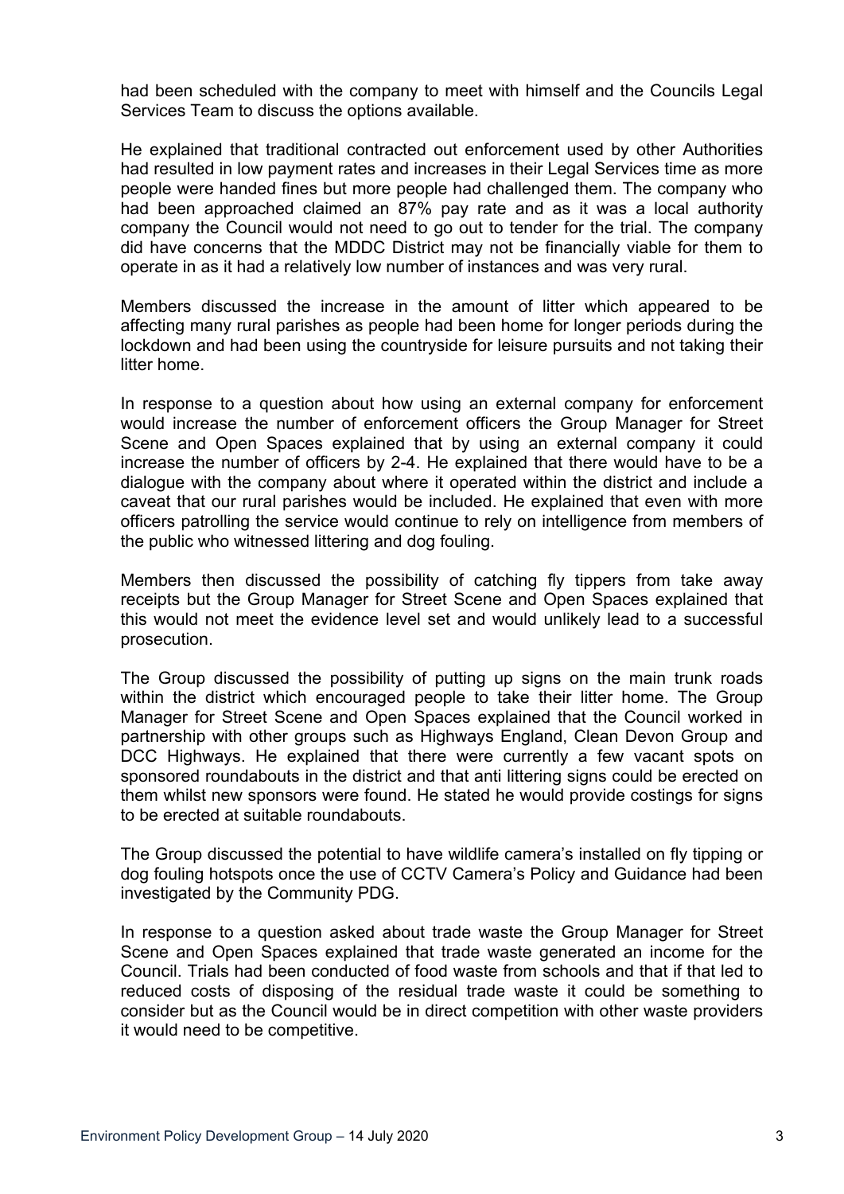had been scheduled with the company to meet with himself and the Councils Legal Services Team to discuss the options available.

He explained that traditional contracted out enforcement used by other Authorities had resulted in low payment rates and increases in their Legal Services time as more people were handed fines but more people had challenged them. The company who had been approached claimed an 87% pay rate and as it was a local authority company the Council would not need to go out to tender for the trial. The company did have concerns that the MDDC District may not be financially viable for them to operate in as it had a relatively low number of instances and was very rural.

Members discussed the increase in the amount of litter which appeared to be affecting many rural parishes as people had been home for longer periods during the lockdown and had been using the countryside for leisure pursuits and not taking their litter home.

In response to a question about how using an external company for enforcement would increase the number of enforcement officers the Group Manager for Street Scene and Open Spaces explained that by using an external company it could increase the number of officers by 2-4. He explained that there would have to be a dialogue with the company about where it operated within the district and include a caveat that our rural parishes would be included. He explained that even with more officers patrolling the service would continue to rely on intelligence from members of the public who witnessed littering and dog fouling.

Members then discussed the possibility of catching fly tippers from take away receipts but the Group Manager for Street Scene and Open Spaces explained that this would not meet the evidence level set and would unlikely lead to a successful prosecution.

The Group discussed the possibility of putting up signs on the main trunk roads within the district which encouraged people to take their litter home. The Group Manager for Street Scene and Open Spaces explained that the Council worked in partnership with other groups such as Highways England, Clean Devon Group and DCC Highways. He explained that there were currently a few vacant spots on sponsored roundabouts in the district and that anti littering signs could be erected on them whilst new sponsors were found. He stated he would provide costings for signs to be erected at suitable roundabouts.

The Group discussed the potential to have wildlife camera's installed on fly tipping or dog fouling hotspots once the use of CCTV Camera's Policy and Guidance had been investigated by the Community PDG.

In response to a question asked about trade waste the Group Manager for Street Scene and Open Spaces explained that trade waste generated an income for the Council. Trials had been conducted of food waste from schools and that if that led to reduced costs of disposing of the residual trade waste it could be something to consider but as the Council would be in direct competition with other waste providers it would need to be competitive.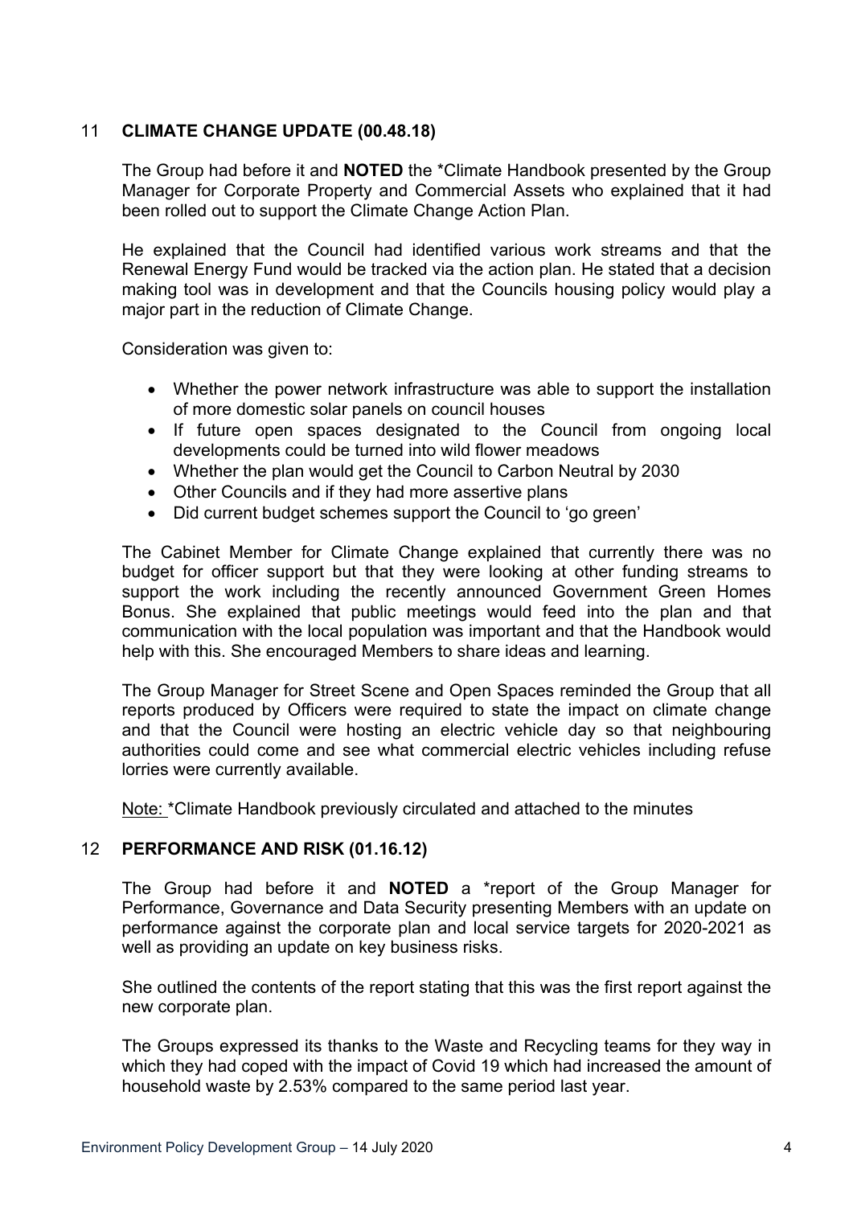## 11 **CLIMATE CHANGE UPDATE (00.48.18)**

The Group had before it and **NOTED** the *Climate Handbook presented by the Group Manager for Corporate Property and Commercial Assets who explained that it had been rolled out to support the Climate Change Action Plan.

He explained that the Council had identified various work streams and that the Renewal Energy Fund would be tracked via the action plan. He stated that a decision making tool was in development and that the Councils housing policy would play a major part in the reduction of Climate Change.

Consideration was given to:

- Whether the power network infrastructure was able to support the installation of more domestic solar panels on council houses
- If future open spaces designated to the Council from ongoing local developments could be turned into wild flower meadows
- Whether the plan would get the Council to Carbon Neutral by 2030
- Other Councils and if they had more assertive plans
- Did current budget schemes support the Council to 'go green'

The Cabinet Member for Climate Change explained that currently there was no budget for officer support but that they were looking at other funding streams to support the work including the recently announced Government Green Homes Bonus. She explained that public meetings would feed into the plan and that communication with the local population was important and that the Handbook would help with this. She encouraged Members to share ideas and learning.

The Group Manager for Street Scene and Open Spaces reminded the Group that all reports produced by Officers were required to state the impact on climate change and that the Council were hosting an electric vehicle day so that neighbouring authorities could come and see what commercial electric vehicles including refuse lorries were currently available.

Note: *Climate Handbook previously circulated and attached to the minutes

## 12 **PERFORMANCE AND RISK (01.16.12)**

The Group had before it and **NOTED** a *report of the Group Manager for Performance, Governance and Data Security presenting Members with an update on performance against the corporate plan and local service targets for 2020-2021 as well as providing an update on key business risks.

She outlined the contents of the report stating that this was the first report against the new corporate plan.

The Groups expressed its thanks to the Waste and Recycling teams for they way in which they had coped with the impact of Covid 19 which had increased the amount of household waste by 2.53% compared to the same period last year.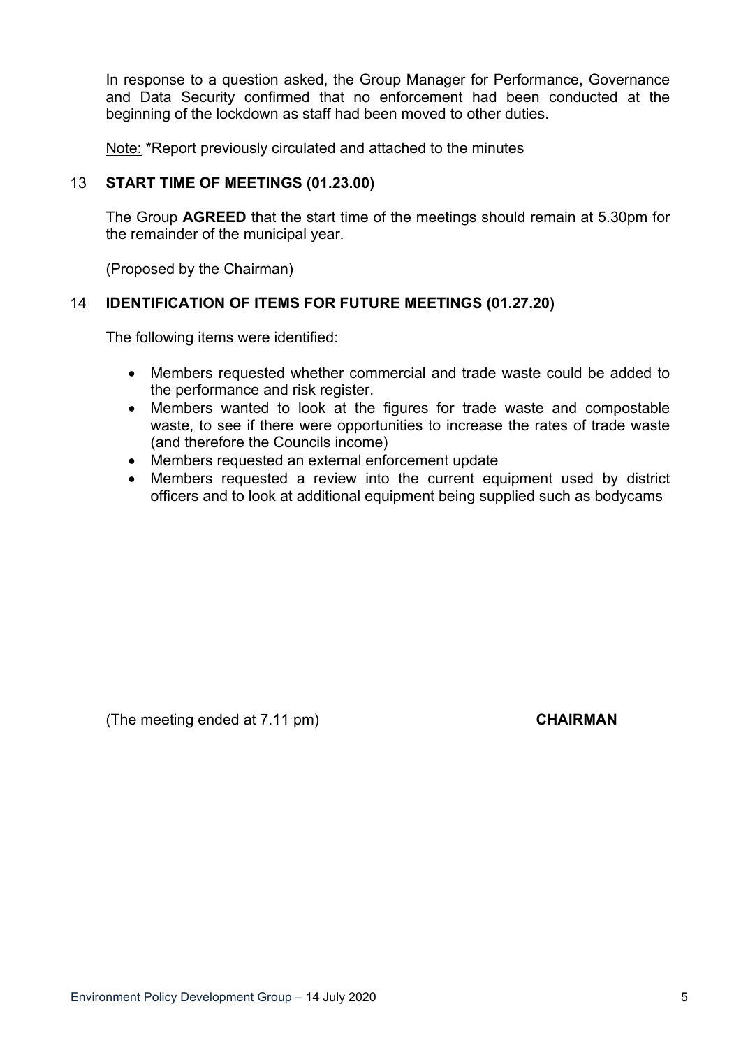In response to a question asked, the Group Manager for Performance, Governance and Data Security confirmed that no enforcement had been conducted at the beginning of the lockdown as staff had been moved to other duties.

<u>Note:</u> *Report previously circulated and attached to the minutes

## 13 START TIME OF MEETINGS (01.23.00)

The Group **AGREED** that the start time of the meetings should remain at 5.30pm for the remainder of the municipal year.

(Proposed by the Chairman)

## 14 IDENTIFICATION OF ITEMS FOR FUTURE MEETINGS (01.27.20)

The following items were identified:

- Members requested whether commercial and trade waste could be added to the performance and risk register.
- Members wanted to look at the figures for trade waste and compostable waste, to see if there were opportunities to increase the rates of trade waste (and therefore the Councils income)
- Members requested an external enforcement update
- Members requested a review into the current equipment used by district officers and to look at additional equipment being supplied such as bodycams

(The meeting ended at 7.11 pm) **CHAIRMAN**